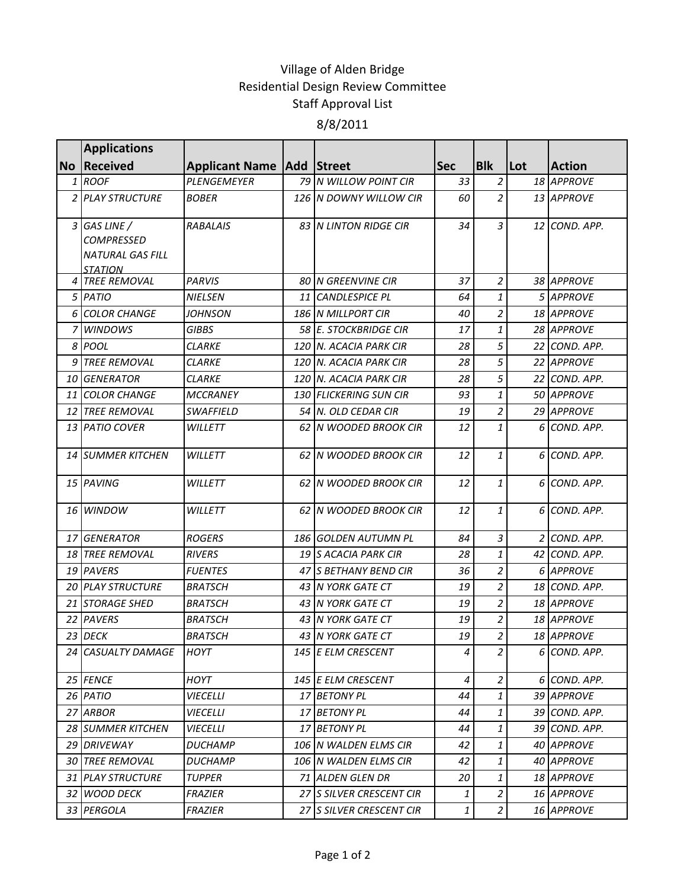# Village of Alden Bridge
## Residential Design Review Committee
## Staff Approval List
## 8/8/2011

| No | Applications Received | Applicant Name | Add | Street | Sec | Blk | Lot | Action |
|---|---|---|---|---|---|---|---|---|
| 1 | ROOF | PLENGEMEYER | 79 | N WILLOW POINT CIR | 33 | 2 | 18 | APPROVE |
| 2 | PLAY STRUCTURE | BOBER | 126 | N DOWNY WILLOW CIR | 60 | 2 | 13 | APPROVE |
| 3 | GAS LINE / COMPRESSED NATURAL GAS FILL STATION | RABALAIS | 83 | N LINTON RIDGE CIR | 34 | 3 | 12 | COND. APP. |
| 4 | TREE REMOVAL | PARVIS | 80 | N GREENVINE CIR | 37 | 2 | 38 | APPROVE |
| 5 | PATIO | NIELSEN | 11 | CANDLESPICE PL | 64 | 1 | 5 | APPROVE |
| 6 | COLOR CHANGE | JOHNSON | 186 | N MILLPORT CIR | 40 | 2 | 18 | APPROVE |
| 7 | WINDOWS | GIBBS | 58 | E. STOCKBRIDGE CIR | 17 | 1 | 28 | APPROVE |
| 8 | POOL | CLARKE | 120 | N. ACACIA PARK CIR | 28 | 5 | 22 | COND. APP. |
| 9 | TREE REMOVAL | CLARKE | 120 | N. ACACIA PARK CIR | 28 | 5 | 22 | APPROVE |
| 10 | GENERATOR | CLARKE | 120 | N. ACACIA PARK CIR | 28 | 5 | 22 | COND. APP. |
| 11 | COLOR CHANGE | MCCRANEY | 130 | FLICKERING SUN CIR | 93 | 1 | 50 | APPROVE |
| 12 | TREE REMOVAL | SWAFFIELD | 54 | N. OLD CEDAR CIR | 19 | 2 | 29 | APPROVE |
| 13 | PATIO COVER | WILLETT | 62 | N WOODED BROOK CIR | 12 | 1 | 6 | COND. APP. |
| 14 | SUMMER KITCHEN | WILLETT | 62 | N WOODED BROOK CIR | 12 | 1 | 6 | COND. APP. |
| 15 | PAVING | WILLETT | 62 | N WOODED BROOK CIR | 12 | 1 | 6 | COND. APP. |
| 16 | WINDOW | WILLETT | 62 | N WOODED BROOK CIR | 12 | 1 | 6 | COND. APP. |
| 17 | GENERATOR | ROGERS | 186 | GOLDEN AUTUMN PL | 84 | 3 | 2 | COND. APP. |
| 18 | TREE REMOVAL | RIVERS | 19 | S ACACIA PARK CIR | 28 | 1 | 42 | COND. APP. |
| 19 | PAVERS | FUENTES | 47 | S BETHANY BEND CIR | 36 | 2 | 6 | APPROVE |
| 20 | PLAY STRUCTURE | BRATSCH | 43 | N YORK GATE CT | 19 | 2 | 18 | COND. APP. |
| 21 | STORAGE SHED | BRATSCH | 43 | N YORK GATE CT | 19 | 2 | 18 | APPROVE |
| 22 | PAVERS | BRATSCH | 43 | N YORK GATE CT | 19 | 2 | 18 | APPROVE |
| 23 | DECK | BRATSCH | 43 | N YORK GATE CT | 19 | 2 | 18 | APPROVE |
| 24 | CASUALTY DAMAGE | HOYT | 145 | E ELM CRESCENT | 4 | 2 | 6 | COND. APP. |
| 25 | FENCE | HOYT | 145 | E ELM CRESCENT | 4 | 2 | 6 | COND. APP. |
| 26 | PATIO | VIECELLI | 17 | BETONY PL | 44 | 1 | 39 | APPROVE |
| 27 | ARBOR | VIECELLI | 17 | BETONY PL | 44 | 1 | 39 | COND. APP. |
| 28 | SUMMER KITCHEN | VIECELLI | 17 | BETONY PL | 44 | 1 | 39 | COND. APP. |
| 29 | DRIVEWAY | DUCHAMP | 106 | N WALDEN ELMS CIR | 42 | 1 | 40 | APPROVE |
| 30 | TREE REMOVAL | DUCHAMP | 106 | N WALDEN ELMS CIR | 42 | 1 | 40 | APPROVE |
| 31 | PLAY STRUCTURE | TUPPER | 71 | ALDEN GLEN DR | 20 | 1 | 18 | APPROVE |
| 32 | WOOD DECK | FRAZIER | 27 | S SILVER CRESCENT CIR | 1 | 2 | 16 | APPROVE |
| 33 | PERGOLA | FRAZIER | 27 | S SILVER CRESCENT CIR | 1 | 2 | 16 | APPROVE |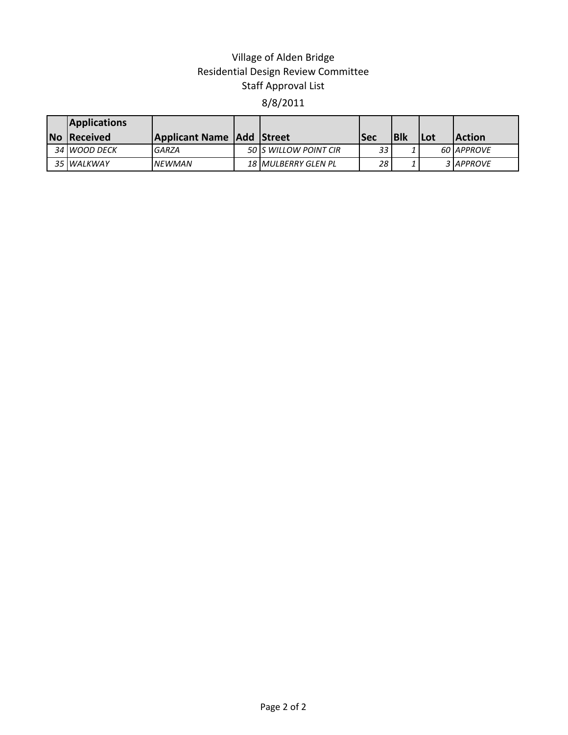Village of Alden Bridge
Residential Design Review Committee
Staff Approval List

8/8/2011

| No | Applications Received | Applicant Name | Add | Street | Sec | Blk | Lot | Action |
|---|---|---|---|---|---|---|---|---|
| *34* | *WOOD DECK* | *GARZA* | *50* | *S WILLOW POINT CIR* | *33* | *1* | *60* | *APPROVE* |
| *35* | *WALKWAY* | *NEWMAN* | *18* | *MULBERRY GLEN PL* | *28* | *1* | *3* | *APPROVE* |